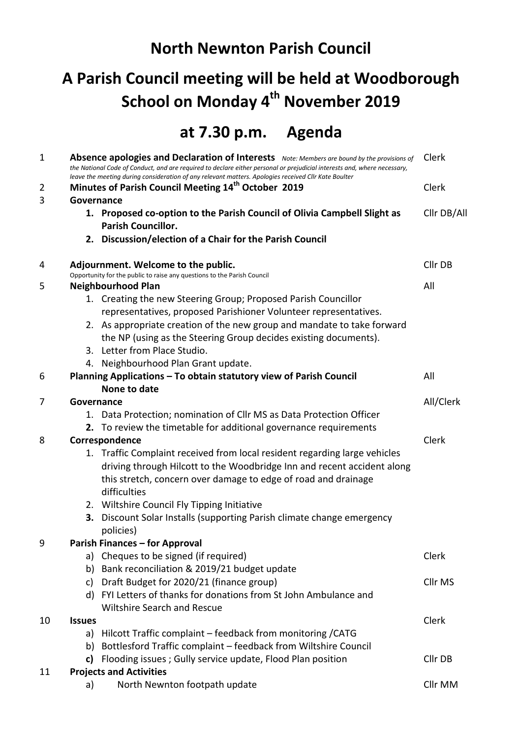# North Newnton Parish Council

## A Parish Council meeting will be held at Woodborough School on Monday 4th November 2019

## at 7.30 p.m. Agenda

| | | |
|---|---|---|
| 1 | **Absence apologies and Declaration of Interests** *Note: Members are bound by the provisions of the National Code of Conduct, and are required to declare either personal or prejudicial interests and, where necessary, leave the meeting during consideration of any relevant matters. Apologies received Cllr Kate Boulter* | Clerk |
| 2 | **Minutes of Parish Council Meeting 14th October 2019** | Clerk |
| 3 | **Governance** | |
| | **1. Proposed co-option to the Parish Council of Olivia Campbell Slight as Parish Councillor.** | Cllr DB/All |
| | **2. Discussion/election of a Chair for the Parish Council** | |
| 4 | **Adjournment. Welcome to the public.** Opportunity for the public to raise any questions to the Parish Council | Cllr DB |
| 5 | **Neighbourhood Plan** | All |
| | 1. Creating the new Steering Group; Proposed Parish Councillor representatives, proposed Parishioner Volunteer representatives. | |
| | 2. As appropriate creation of the new group and mandate to take forward the NP (using as the Steering Group decides existing documents). | |
| | 3. Letter from Place Studio. | |
| | 4. Neighbourhood Plan Grant update. | |
| 6 | **Planning Applications – To obtain statutory view of Parish Council** **None to date** | All |
| 7 | **Governance** | All/Clerk |
| | 1. Data Protection; nomination of Cllr MS as Data Protection Officer | |
| | **2.** To review the timetable for additional governance requirements | |
| 8 | **Correspondence** | Clerk |
| | 1. Traffic Complaint received from local resident regarding large vehicles driving through Hilcott to the Woodbridge Inn and recent accident along this stretch, concern over damage to edge of road and drainage difficulties | |
| | 2. Wiltshire Council Fly Tipping Initiative | |
| | **3.** Discount Solar Installs (supporting Parish climate change emergency policies) | |
| 9 | **Parish Finances – for Approval** | |
| | a) Cheques to be signed (if required) | Clerk |
| | b) Bank reconciliation & 2019/21 budget update | |
| | c) Draft Budget for 2020/21 (finance group) | Cllr MS |
| | d) FYI Letters of thanks for donations from St John Ambulance and Wiltshire Search and Rescue | |
| 10 | **Issues** | Clerk |
| | a) Hilcott Traffic complaint – feedback from monitoring /CATG | |
| | b) Bottlesford Traffic complaint – feedback from Wiltshire Council | |
| | **c)** Flooding issues ; Gully service update, Flood Plan position | Cllr DB |
| 11 | **Projects and Activities** | |
| | a) North Newnton footpath update | Cllr MM |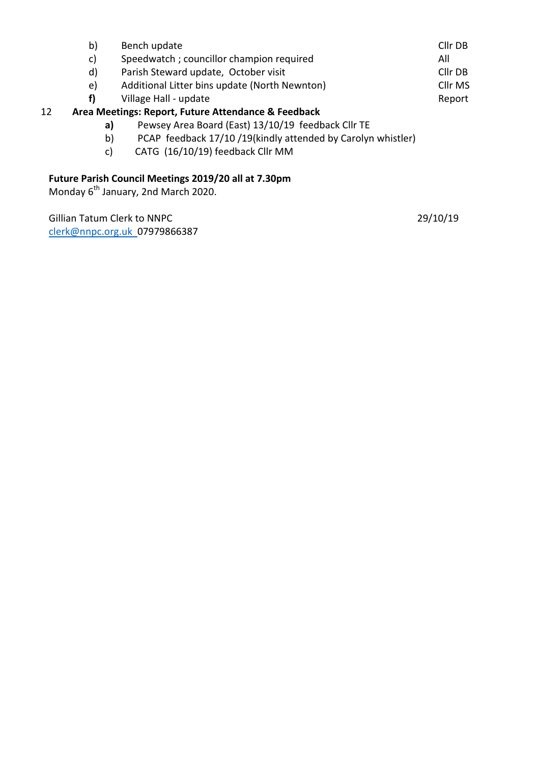| | | |
|---|---|---|
| b) | Bench update | Cllr DB |
| c) | Speedwatch ; councillor champion required | All |
| d) | Parish Steward update, October visit | Cllr DB |
| e) | Additional Litter bins update (North Newnton) | Cllr MS |
| **f)** | Village Hall - update | Report |

12 **Area Meetings: Report, Future Attendance & Feedback**

- **a)** Pewsey Area Board (East) 13/10/19 feedback Cllr TE
- b) PCAP feedback 17/10 /19(kindly attended by Carolyn whistler)
- c) CATG (16/10/19) feedback Cllr MM

**Future Parish Council Meetings 2019/20 all at 7.30pm**
Monday 6th January, 2nd March 2020.

Gillian Tatum Clerk to NNPC 29/10/19
clerk@nnpc.org.uk 07979866387